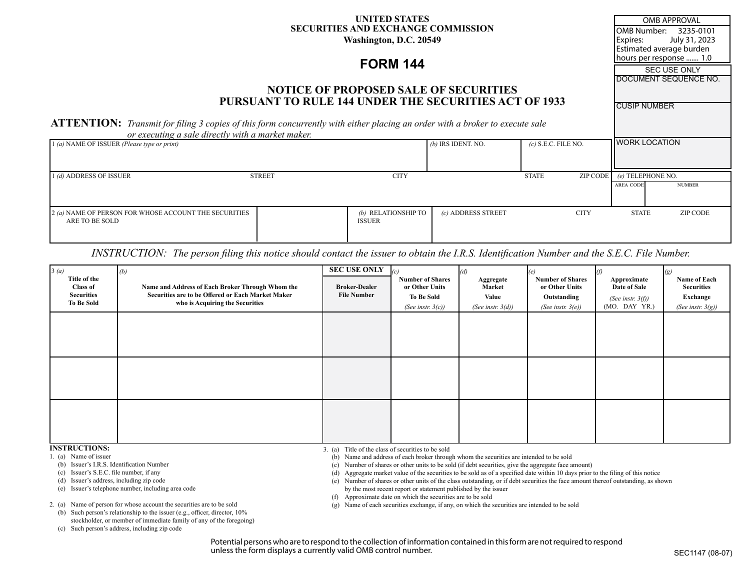UNITED STATES
SECURITIES AND EXCHANGE COMMISSION
Washington, D.C. 20549

| OMB APPROVAL |
| --- |
| OMB Number: 3235-0101 |
| Expires: July 31, 2023 |
| Estimated average burden hours per response ....... 1.0 |

# FORM 144

| SEC USE ONLY |
| --- |
| DOCUMENT SEQUENCE NO. |
| CUSIP NUMBER |
| WORK LOCATION |

## NOTICE OF PROPOSED SALE OF SECURITIES PURSUANT TO RULE 144 UNDER THE SECURITIES ACT OF 1933

**ATTENTION:** *Transmit for filing 3 copies of this form concurrently with either placing an order with a broker to execute sale or executing a sale directly with a market maker.*

| 1 *(a)* NAME OF ISSUER *(Please type or print)* | *(b)* IRS IDENT. NO. | *(c)* S.E.C. FILE NO. |
| --- | --- | --- |
| | | |

| 1 *(d)* ADDRESS OF ISSUER | STREET | CITY | STATE | ZIP CODE | *(e)* TELEPHONE NO. AREA CODE | NUMBER |
| --- | --- | --- | --- | --- | --- | --- |
| | | | | | | |

| 2 *(a)* NAME OF PERSON FOR WHOSE ACCOUNT THE SECURITIES ARE TO BE SOLD | | *(b)* RELATIONSHIP TO ISSUER | *(c)* ADDRESS STREET | CITY | STATE | ZIP CODE |
| --- | --- | --- | --- | --- | --- | --- |
| | | | | | | |

*INSTRUCTION: The person filing this notice should contact the issuer to obtain the I.R.S. Identification Number and the S.E.C. File Number.*

| 3 *(a)* Title of the Class of Securities To Be Sold | *(b)* Name and Address of Each Broker Through Whom the Securities are to be Offered or Each Market Maker who is Acquiring the Securities | SEC USE ONLY Broker-Dealer File Number | *(c)* Number of Shares or Other Units To Be Sold *(See instr. 3(c))* | *(d)* Aggregate Market Value *(See instr. 3(d))* | *(e)* Number of Shares or Other Units Outstanding *(See instr. 3(e))* | *(f)* Approximate Date of Sale *(See instr. 3(f))* (MO. DAY YR.) | *(g)* Name of Each Securities Exchange *(See instr. 3(g))* |
| --- | --- | --- | --- | --- | --- | --- | --- |
| | | | | | | | |
| | | | | | | | |
| | | | | | | | |

**INSTRUCTIONS:**

1. (a) Name of issuer
   (b) Issuer's I.R.S. Identification Number
   (c) Issuer's S.E.C. file number, if any
   (d) Issuer's address, including zip code
   (e) Issuer's telephone number, including area code

2. (a) Name of person for whose account the securities are to be sold
   (b) Such person's relationship to the issuer (e.g., officer, director, 10% stockholder, or member of immediate family of any of the foregoing)
   (c) Such person's address, including zip code

3. (a) Title of the class of securities to be sold
   (b) Name and address of each broker through whom the securities are intended to be sold
   (c) Number of shares or other units to be sold (if debt securities, give the aggregate face amount)
   (d) Aggregate market value of the securities to be sold as of a specified date within 10 days prior to the filing of this notice
   (e) Number of shares or other units of the class outstanding, or if debt securities the face amount thereof outstanding, as shown by the most recent report or statement published by the issuer
   (f) Approximate date on which the securities are to be sold
   (g) Name of each securities exchange, if any, on which the securities are intended to be sold

Potential persons who are to respond to the collection of information contained in this form are not required to respond unless the form displays a currently valid OMB control number.

SEC1147 (08-07)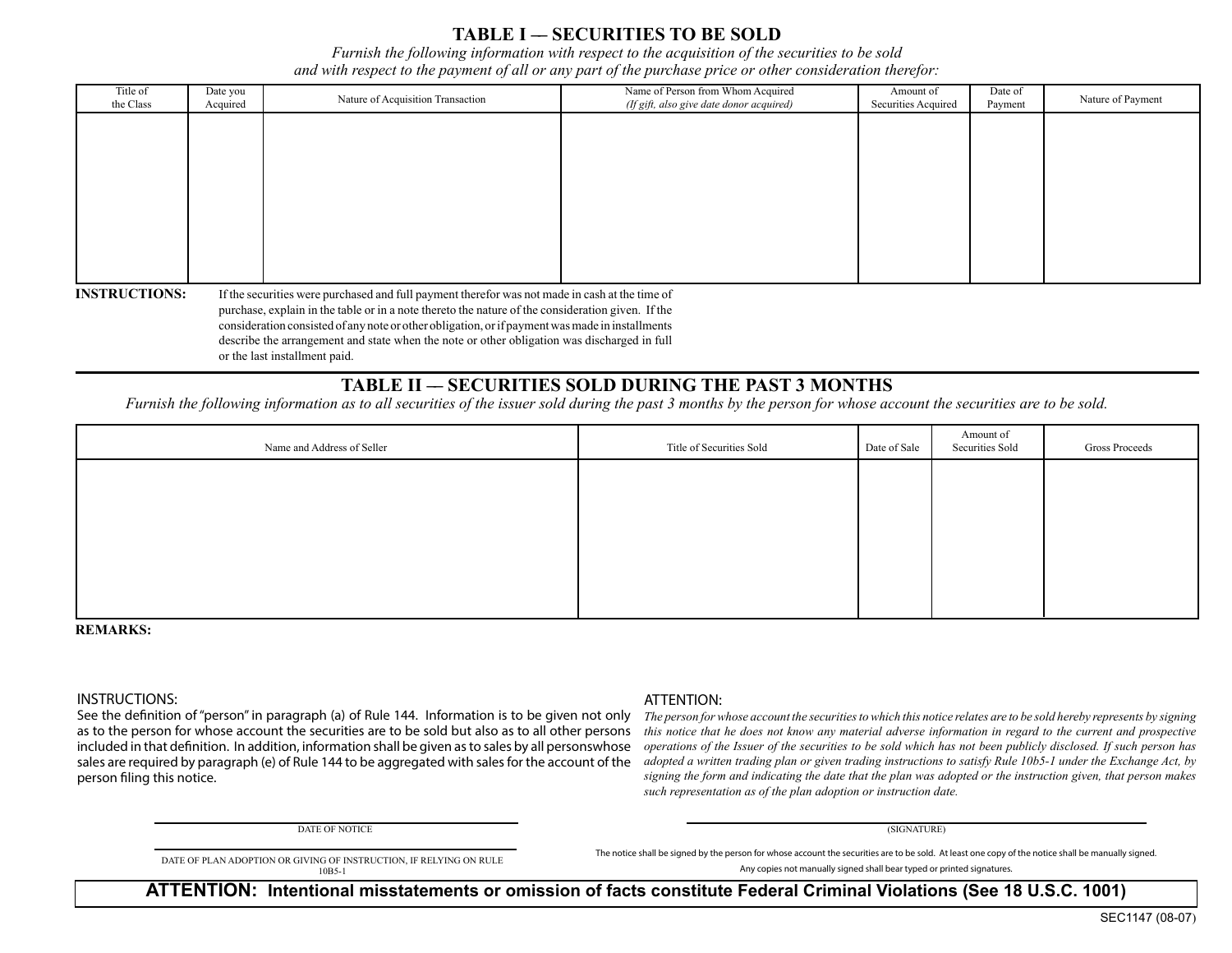## TABLE I — SECURITIES TO BE SOLD

*Furnish the following information with respect to the acquisition of the securities to be sold and with respect to the payment of all or any part of the purchase price or other consideration therefor:*

| Title of the Class | Date you Acquired | Nature of Acquisition Transaction | Name of Person from Whom Acquired *(If gift, also give date donor acquired)* | Amount of Securities Acquired | Date of Payment | Nature of Payment |
|---|---|---|---|---|---|---|
| | | | | | | |

**INSTRUCTIONS:** If the securities were purchased and full payment therefor was not made in cash at the time of purchase, explain in the table or in a note thereto the nature of the consideration given. If the consideration consisted of any note or other obligation, or if payment was made in installments describe the arrangement and state when the note or other obligation was discharged in full or the last installment paid.

## TABLE II — SECURITIES SOLD DURING THE PAST 3 MONTHS

*Furnish the following information as to all securities of the issuer sold during the past 3 months by the person for whose account the securities are to be sold.*

| Name and Address of Seller | Title of Securities Sold | Date of Sale | Amount of Securities Sold | Gross Proceeds |
|---|---|---|---|---|
| | | | | |

**REMARKS:**

INSTRUCTIONS:

See the definition of "person" in paragraph (a) of Rule 144. Information is to be given not only as to the person for whose account the securities are to be sold but also as to all other persons included in that definition. In addition, information shall be given as to sales by all personswhose sales are required by paragraph (e) of Rule 144 to be aggregated with sales for the account of the person filing this notice.

ATTENTION:

*The person for whose account the securities to which this notice relates are to be sold hereby represents by signing this notice that he does not know any material adverse information in regard to the current and prospective operations of the Issuer of the securities to be sold which has not been publicly disclosed. If such person has adopted a written trading plan or given trading instructions to satisfy Rule 10b5-1 under the Exchange Act, by signing the form and indicating the date that the plan was adopted or the instruction given, that person makes such representation as of the plan adoption or instruction date.*

DATE OF NOTICE

(SIGNATURE)

DATE OF PLAN ADOPTION OR GIVING OF INSTRUCTION, IF RELYING ON RULE 10B5-1

The notice shall be signed by the person for whose account the securities are to be sold. At least one copy of the notice shall be manually signed. Any copies not manually signed shall bear typed or printed signatures.

**ATTENTION: Intentional misstatements or omission of facts constitute Federal Criminal Violations (See 18 U.S.C. 1001)**

SEC1147 (08-07)